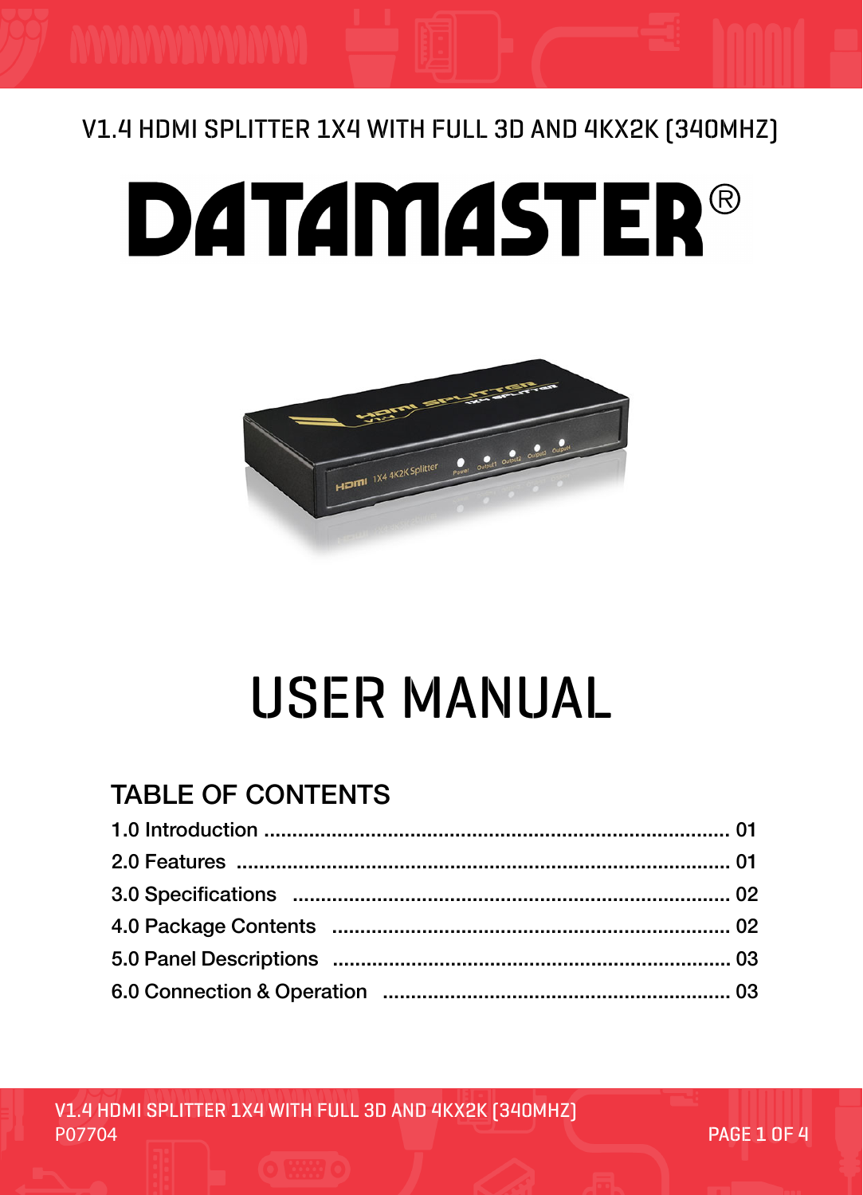V1.4 HDMI SPLITTER 1X4 WITH FULL 3D AND 4KX2K (340MHZ)

# DATAMASTER®

# USER MANUAL

## TABLE OF CONTENTS

1.0 Introduction ........................................................................ 01
2.0 Features ............................................................................. 01
3.0 Specifications ..................................................................... 02
4.0 Package Contents ............................................................... 02
5.0 Panel Descriptions .............................................................. 03
6.0 Connection & Operation ...................................................... 03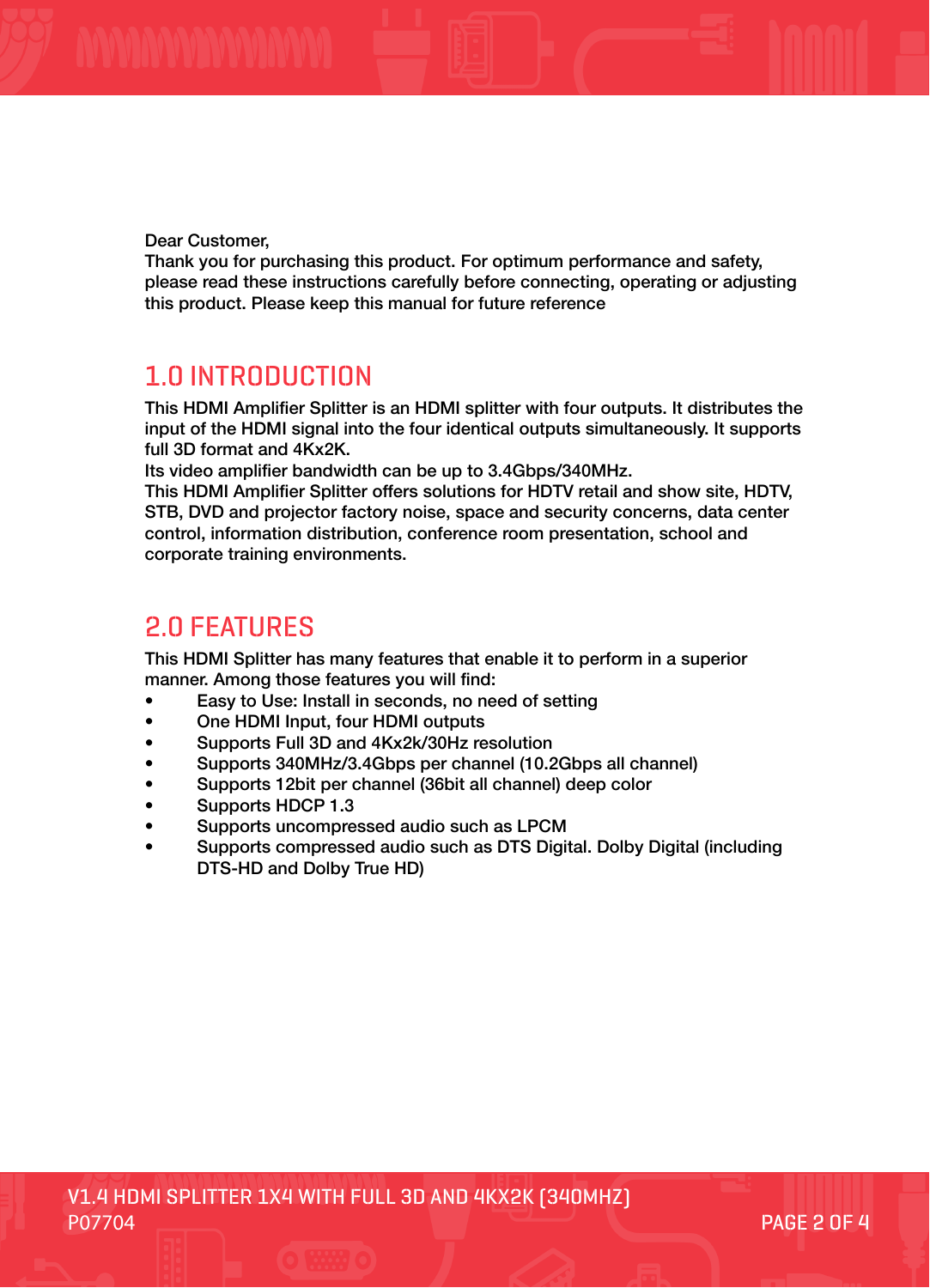Dear Customer,
Thank you for purchasing this product. For optimum performance and safety, please read these instructions carefully before connecting, operating or adjusting this product. Please keep this manual for future reference

## 1.0 INTRODUCTION

This HDMI Amplifier Splitter is an HDMI splitter with four outputs. It distributes the input of the HDMI signal into the four identical outputs simultaneously. It supports full 3D format and 4Kx2K.
Its video amplifier bandwidth can be up to 3.4Gbps/340MHz.
This HDMI Amplifier Splitter offers solutions for HDTV retail and show site, HDTV, STB, DVD and projector factory noise, space and security concerns, data center control, information distribution, conference room presentation, school and corporate training environments.

## 2.0 FEATURES

This HDMI Splitter has many features that enable it to perform in a superior manner. Among those features you will find:

- Easy to Use: Install in seconds, no need of setting
- One HDMI Input, four HDMI outputs
- Supports Full 3D and 4Kx2k/30Hz resolution
- Supports 340MHz/3.4Gbps per channel (10.2Gbps all channel)
- Supports 12bit per channel (36bit all channel) deep color
- Supports HDCP 1.3
- Supports uncompressed audio such as LPCM
- Supports compressed audio such as DTS Digital. Dolby Digital (including DTS-HD and Dolby True HD)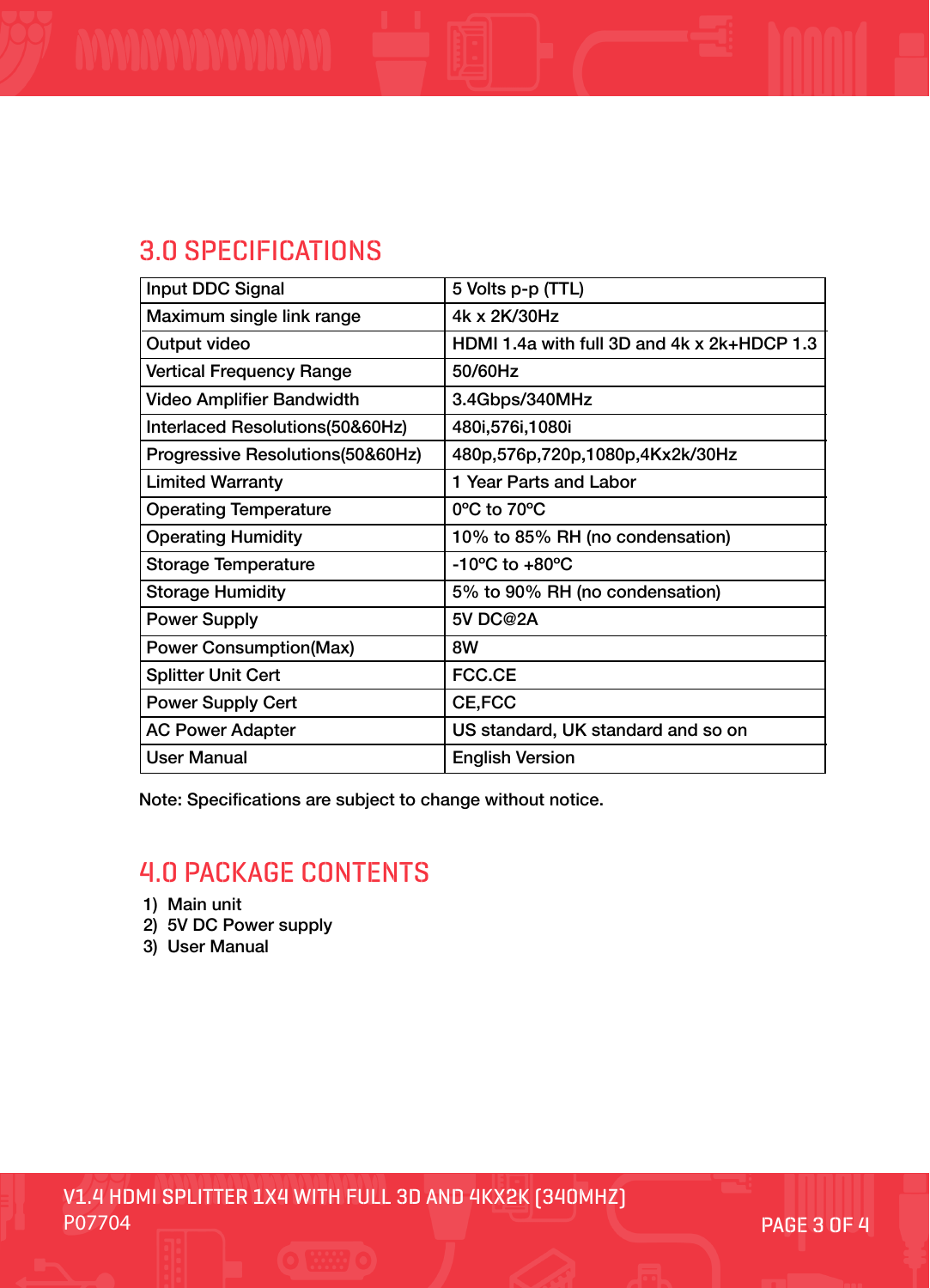## 3.0 SPECIFICATIONS

| Input DDC Signal | 5 Volts p-p (TTL) |
| --- | --- |
| Maximum single link range | 4k x 2K/30Hz |
| Output video | HDMI 1.4a with full 3D and 4k x 2k+HDCP 1.3 |
| Vertical Frequency Range | 50/60Hz |
| Video Amplifier Bandwidth | 3.4Gbps/340MHz |
| Interlaced Resolutions(50&60Hz) | 480i,576i,1080i |
| Progressive Resolutions(50&60Hz) | 480p,576p,720p,1080p,4Kx2k/30Hz |
| Limited Warranty | 1 Year Parts and Labor |
| Operating Temperature | 0ºC to 70ºC |
| Operating Humidity | 10% to 85% RH (no condensation) |
| Storage Temperature | -10ºC to +80ºC |
| Storage Humidity | 5% to 90% RH (no condensation) |
| Power Supply | 5V DC@2A |
| Power Consumption(Max) | 8W |
| Splitter Unit Cert | FCC.CE |
| Power Supply Cert | CE,FCC |
| AC Power Adapter | US standard, UK standard and so on |
| User Manual | English Version |

Note: Specifications are subject to change without notice.

## 4.0 PACKAGE CONTENTS

1) Main unit
2) 5V DC Power supply
3) User Manual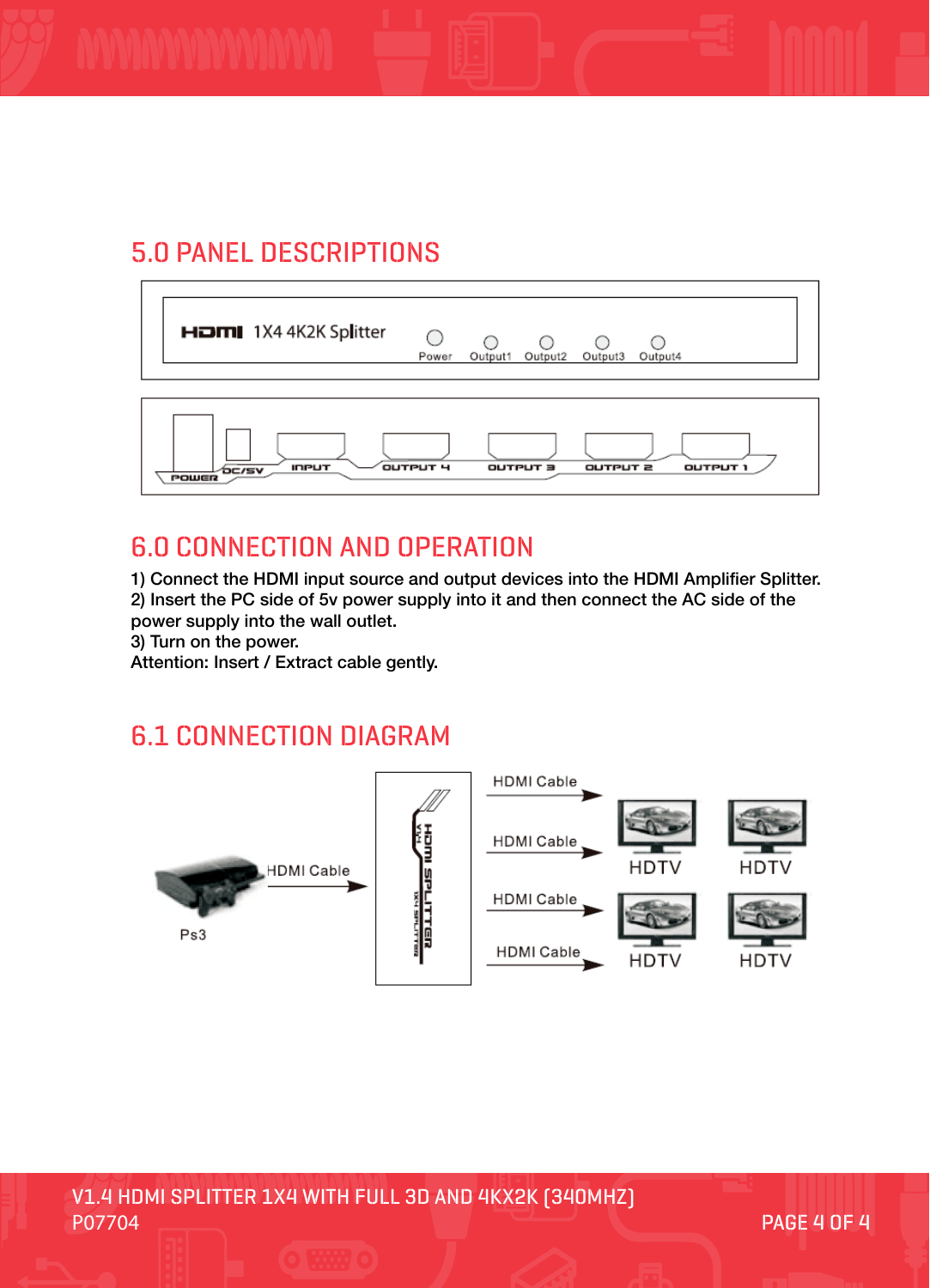## 5.0 PANEL DESCRIPTIONS

HDMI 1X4 4K2K Splitter

Power Output1 Output2 Output3 Output4

POWER DC/5V INPUT OUTPUT 4 OUTPUT 3 OUTPUT 2 OUTPUT 1

## 6.0 CONNECTION AND OPERATION

1) Connect the HDMI input source and output devices into the HDMI Amplifier Splitter.
2) Insert the PC side of 5v power supply into it and then connect the AC side of the power supply into the wall outlet.
3) Turn on the power.
Attention: Insert / Extract cable gently.

## 6.1 CONNECTION DIAGRAM

Ps3

HDMI Cable

HDMI SPLITTER

HDMI Cable

HDMI Cable

HDMI Cable

HDMI Cable

HDTV HDTV

HDTV HDTV